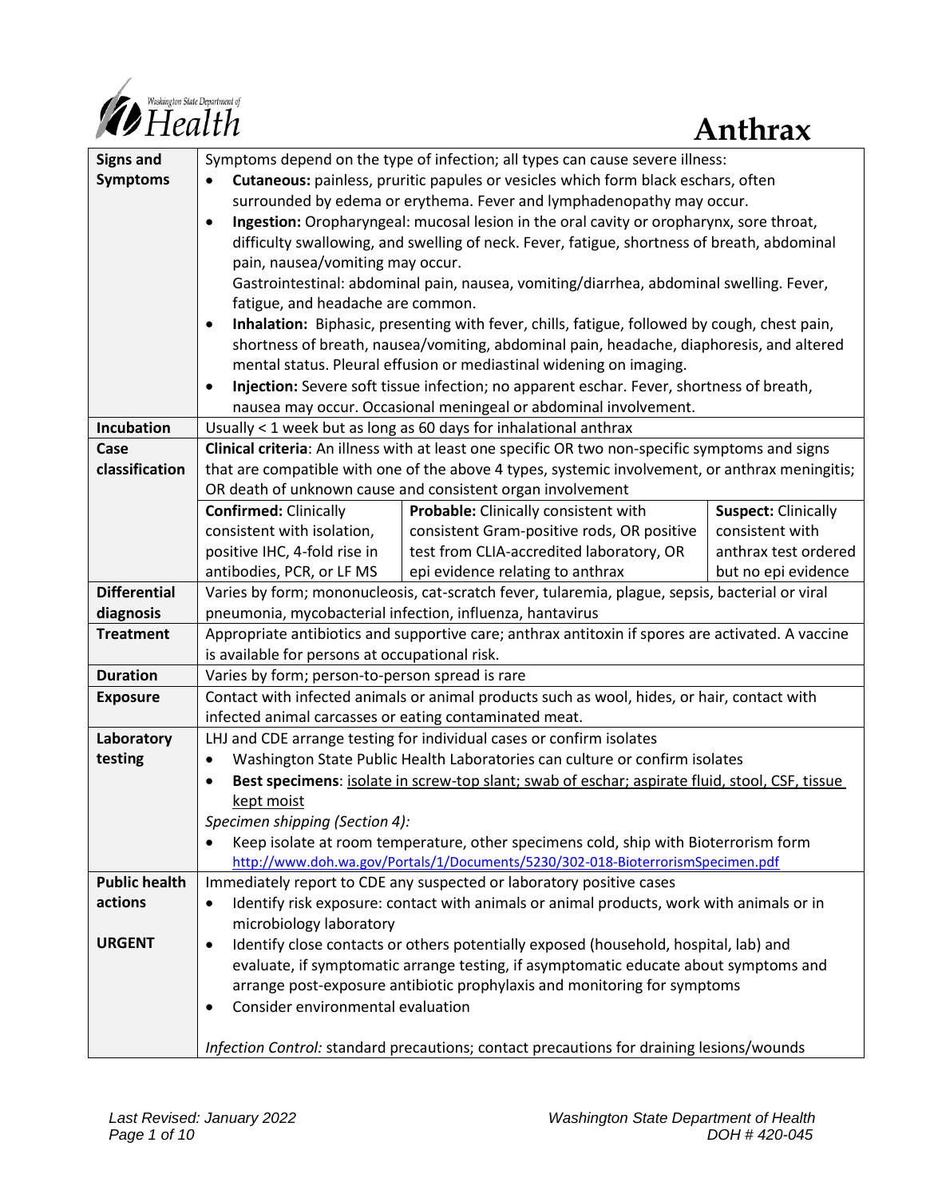Washington State Department of Health

# Anthrax

| | |
|---|---|
| **Signs and Symptoms** | Symptoms depend on the type of infection; all types can cause severe illness:<br>• **Cutaneous:** painless, pruritic papules or vesicles which form black eschars, often surrounded by edema or erythema. Fever and lymphadenopathy may occur.<br>• **Ingestion:** Oropharyngeal: mucosal lesion in the oral cavity or oropharynx, sore throat, difficulty swallowing, and swelling of neck. Fever, fatigue, shortness of breath, abdominal pain, nausea/vomiting may occur.<br>Gastrointestinal: abdominal pain, nausea, vomiting/diarrhea, abdominal swelling. Fever, fatigue, and headache are common.<br>• **Inhalation:** Biphasic, presenting with fever, chills, fatigue, followed by cough, chest pain, shortness of breath, nausea/vomiting, abdominal pain, headache, diaphoresis, and altered mental status. Pleural effusion or mediastinal widening on imaging.<br>• **Injection:** Severe soft tissue infection; no apparent eschar. Fever, shortness of breath, nausea may occur. Occasional meningeal or abdominal involvement. |
| **Incubation** | Usually < 1 week but as long as 60 days for inhalational anthrax |
| **Case classification** | **Clinical criteria**: An illness with at least one specific OR two non-specific symptoms and signs that are compatible with one of the above 4 types, systemic involvement, or anthrax meningitis; OR death of unknown cause and consistent organ involvement<br>**Confirmed:** Clinically consistent with isolation, positive IHC, 4-fold rise in antibodies, PCR, or LF MS<br>**Probable:** Clinically consistent with consistent Gram-positive rods, OR positive test from CLIA-accredited laboratory, OR epi evidence relating to anthrax<br>**Suspect:** Clinically consistent with anthrax test ordered but no epi evidence |
| **Differential diagnosis** | Varies by form; mononucleosis, cat-scratch fever, tularemia, plague, sepsis, bacterial or viral pneumonia, mycobacterial infection, influenza, hantavirus |
| **Treatment** | Appropriate antibiotics and supportive care; anthrax antitoxin if spores are activated. A vaccine is available for persons at occupational risk. |
| **Duration** | Varies by form; person-to-person spread is rare |
| **Exposure** | Contact with infected animals or animal products such as wool, hides, or hair, contact with infected animal carcasses or eating contaminated meat. |
| **Laboratory testing** | LHJ and CDE arrange testing for individual cases or confirm isolates<br>• Washington State Public Health Laboratories can culture or confirm isolates<br>• **Best specimens**: isolate in screw-top slant; swab of eschar; aspirate fluid, stool, CSF, tissue kept moist<br>*Specimen shipping (Section 4):*<br>• Keep isolate at room temperature, other specimens cold, ship with Bioterrorism form http://www.doh.wa.gov/Portals/1/Documents/5230/302-018-BioterrorismSpecimen.pdf |
| **Public health actions**<br><br>**URGENT** | Immediately report to CDE any suspected or laboratory positive cases<br>• Identify risk exposure: contact with animals or animal products, work with animals or in microbiology laboratory<br>• Identify close contacts or others potentially exposed (household, hospital, lab) and evaluate, if symptomatic arrange testing, if asymptomatic educate about symptoms and arrange post-exposure antibiotic prophylaxis and monitoring for symptoms<br>• Consider environmental evaluation<br><br>*Infection Control:* standard precautions; contact precautions for draining lesions/wounds |

*Last Revised: January 2022*

Washington State Department of Health
DOH # 420-045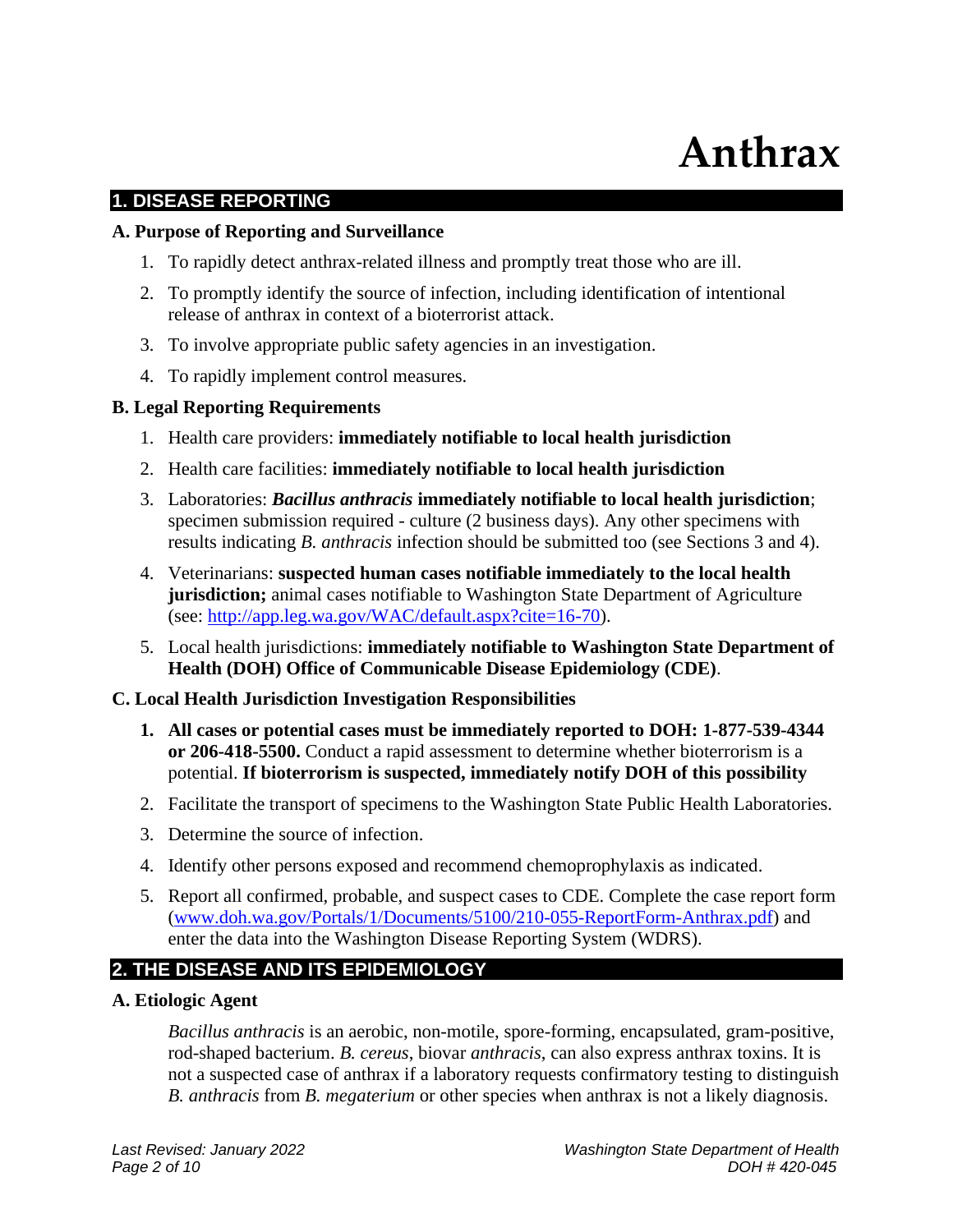# Anthrax

## 1. DISEASE REPORTING

### A. Purpose of Reporting and Surveillance

1. To rapidly detect anthrax-related illness and promptly treat those who are ill.
2. To promptly identify the source of infection, including identification of intentional release of anthrax in context of a bioterrorist attack.
3. To involve appropriate public safety agencies in an investigation.
4. To rapidly implement control measures.

### B. Legal Reporting Requirements

1. Health care providers: **immediately notifiable to local health jurisdiction**
2. Health care facilities: **immediately notifiable to local health jurisdiction**
3. Laboratories: ***Bacillus anthracis* immediately notifiable to local health jurisdiction**; specimen submission required - culture (2 business days). Any other specimens with results indicating *B. anthracis* infection should be submitted too (see Sections 3 and 4).
4. Veterinarians: **suspected human cases notifiable immediately to the local health jurisdiction;** animal cases notifiable to Washington State Department of Agriculture (see: http://app.leg.wa.gov/WAC/default.aspx?cite=16-70).
5. Local health jurisdictions: **immediately notifiable to Washington State Department of Health (DOH) Office of Communicable Disease Epidemiology (CDE)**.

### C. Local Health Jurisdiction Investigation Responsibilities

1. **All cases or potential cases must be immediately reported to DOH: 1-877-539-4344 or 206-418-5500.** Conduct a rapid assessment to determine whether bioterrorism is a potential. **If bioterrorism is suspected, immediately notify DOH of this possibility**
2. Facilitate the transport of specimens to the Washington State Public Health Laboratories.
3. Determine the source of infection.
4. Identify other persons exposed and recommend chemoprophylaxis as indicated.
5. Report all confirmed, probable, and suspect cases to CDE. Complete the case report form (www.doh.wa.gov/Portals/1/Documents/5100/210-055-ReportForm-Anthrax.pdf) and enter the data into the Washington Disease Reporting System (WDRS).

## 2. THE DISEASE AND ITS EPIDEMIOLOGY

### A. Etiologic Agent

*Bacillus anthracis* is an aerobic, non-motile, spore-forming, encapsulated, gram-positive, rod-shaped bacterium. *B. cereus*, biovar *anthracis*, can also express anthrax toxins. It is not a suspected case of anthrax if a laboratory requests confirmatory testing to distinguish *B. anthracis* from *B. megaterium* or other species when anthrax is not a likely diagnosis.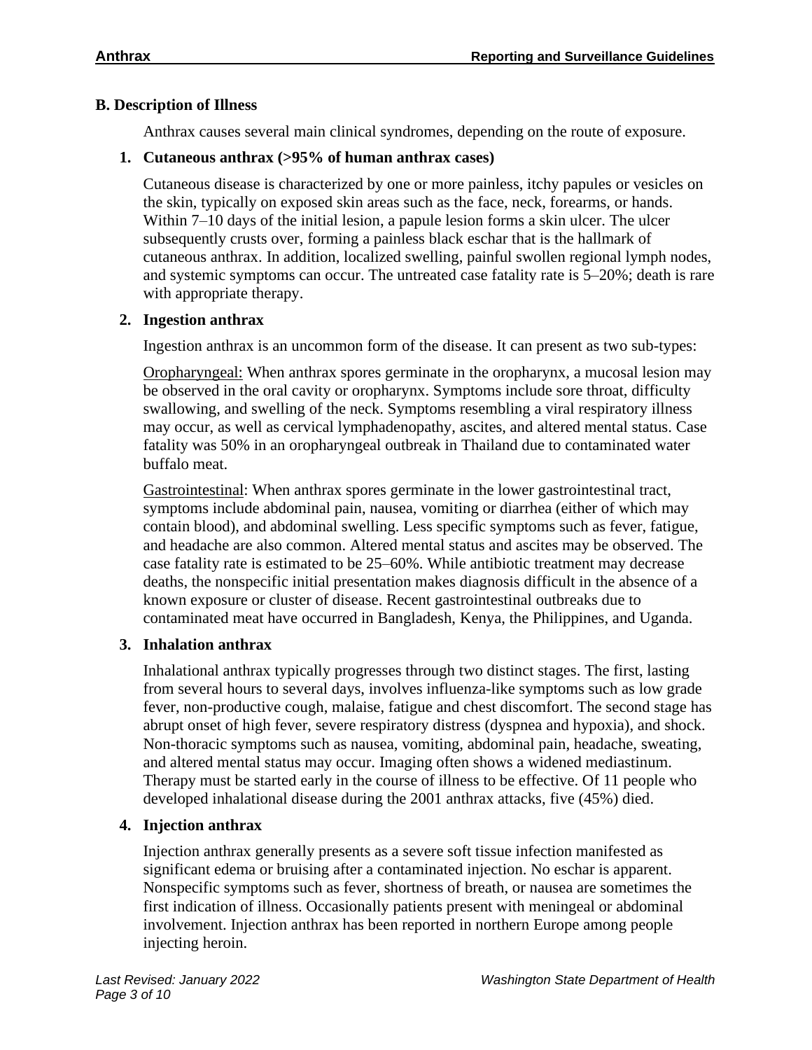## B. Description of Illness

Anthrax causes several main clinical syndromes, depending on the route of exposure.

### 1. Cutaneous anthrax (>95% of human anthrax cases)

Cutaneous disease is characterized by one or more painless, itchy papules or vesicles on the skin, typically on exposed skin areas such as the face, neck, forearms, or hands. Within 7–10 days of the initial lesion, a papule lesion forms a skin ulcer. The ulcer subsequently crusts over, forming a painless black eschar that is the hallmark of cutaneous anthrax. In addition, localized swelling, painful swollen regional lymph nodes, and systemic symptoms can occur. The untreated case fatality rate is 5–20%; death is rare with appropriate therapy.

### 2. Ingestion anthrax

Ingestion anthrax is an uncommon form of the disease. It can present as two sub-types:

<u>Oropharyngeal:</u> When anthrax spores germinate in the oropharynx, a mucosal lesion may be observed in the oral cavity or oropharynx. Symptoms include sore throat, difficulty swallowing, and swelling of the neck. Symptoms resembling a viral respiratory illness may occur, as well as cervical lymphadenopathy, ascites, and altered mental status. Case fatality was 50% in an oropharyngeal outbreak in Thailand due to contaminated water buffalo meat.

<u>Gastrointestinal</u>: When anthrax spores germinate in the lower gastrointestinal tract, symptoms include abdominal pain, nausea, vomiting or diarrhea (either of which may contain blood), and abdominal swelling. Less specific symptoms such as fever, fatigue, and headache are also common. Altered mental status and ascites may be observed. The case fatality rate is estimated to be 25–60%. While antibiotic treatment may decrease deaths, the nonspecific initial presentation makes diagnosis difficult in the absence of a known exposure or cluster of disease. Recent gastrointestinal outbreaks due to contaminated meat have occurred in Bangladesh, Kenya, the Philippines, and Uganda.

### 3. Inhalation anthrax

Inhalational anthrax typically progresses through two distinct stages. The first, lasting from several hours to several days, involves influenza-like symptoms such as low grade fever, non-productive cough, malaise, fatigue and chest discomfort. The second stage has abrupt onset of high fever, severe respiratory distress (dyspnea and hypoxia), and shock. Non-thoracic symptoms such as nausea, vomiting, abdominal pain, headache, sweating, and altered mental status may occur. Imaging often shows a widened mediastinum. Therapy must be started early in the course of illness to be effective. Of 11 people who developed inhalational disease during the 2001 anthrax attacks, five (45%) died.

### 4. Injection anthrax

Injection anthrax generally presents as a severe soft tissue infection manifested as significant edema or bruising after a contaminated injection. No eschar is apparent. Nonspecific symptoms such as fever, shortness of breath, or nausea are sometimes the first indication of illness. Occasionally patients present with meningeal or abdominal involvement. Injection anthrax has been reported in northern Europe among people injecting heroin.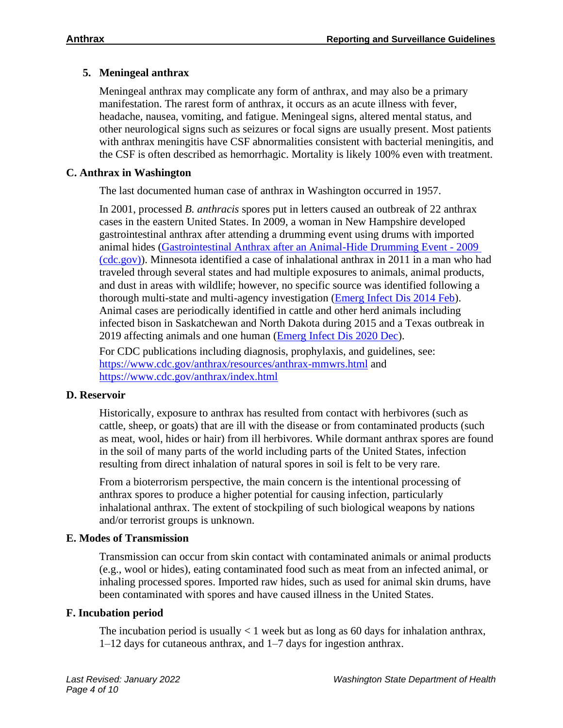### 5. Meningeal anthrax

Meningeal anthrax may complicate any form of anthrax, and may also be a primary manifestation. The rarest form of anthrax, it occurs as an acute illness with fever, headache, nausea, vomiting, and fatigue. Meningeal signs, altered mental status, and other neurological signs such as seizures or focal signs are usually present. Most patients with anthrax meningitis have CSF abnormalities consistent with bacterial meningitis, and the CSF is often described as hemorrhagic. Mortality is likely 100% even with treatment.

## C. Anthrax in Washington

The last documented human case of anthrax in Washington occurred in 1957.

In 2001, processed *B. anthracis* spores put in letters caused an outbreak of 22 anthrax cases in the eastern United States. In 2009, a woman in New Hampshire developed gastrointestinal anthrax after attending a drumming event using drums with imported animal hides ([Gastrointestinal Anthrax after an Animal-Hide Drumming Event - 2009 (cdc.gov)](#)). Minnesota identified a case of inhalational anthrax in 2011 in a man who had traveled through several states and had multiple exposures to animals, animal products, and dust in areas with wildlife; however, no specific source was identified following a thorough multi-state and multi-agency investigation ([Emerg Infect Dis 2014 Feb](#)). Animal cases are periodically identified in cattle and other herd animals including infected bison in Saskatchewan and North Dakota during 2015 and a Texas outbreak in 2019 affecting animals and one human ([Emerg Infect Dis 2020 Dec](#)).

For CDC publications including diagnosis, prophylaxis, and guidelines, see: https://www.cdc.gov/anthrax/resources/anthrax-mmwrs.html and https://www.cdc.gov/anthrax/index.html

## D. Reservoir

Historically, exposure to anthrax has resulted from contact with herbivores (such as cattle, sheep, or goats) that are ill with the disease or from contaminated products (such as meat, wool, hides or hair) from ill herbivores. While dormant anthrax spores are found in the soil of many parts of the world including parts of the United States, infection resulting from direct inhalation of natural spores in soil is felt to be very rare.

From a bioterrorism perspective, the main concern is the intentional processing of anthrax spores to produce a higher potential for causing infection, particularly inhalational anthrax. The extent of stockpiling of such biological weapons by nations and/or terrorist groups is unknown.

## E. Modes of Transmission

Transmission can occur from skin contact with contaminated animals or animal products (e.g., wool or hides), eating contaminated food such as meat from an infected animal, or inhaling processed spores. Imported raw hides, such as used for animal skin drums, have been contaminated with spores and have caused illness in the United States.

## F. Incubation period

The incubation period is usually < 1 week but as long as 60 days for inhalation anthrax, 1–12 days for cutaneous anthrax, and 1–7 days for ingestion anthrax.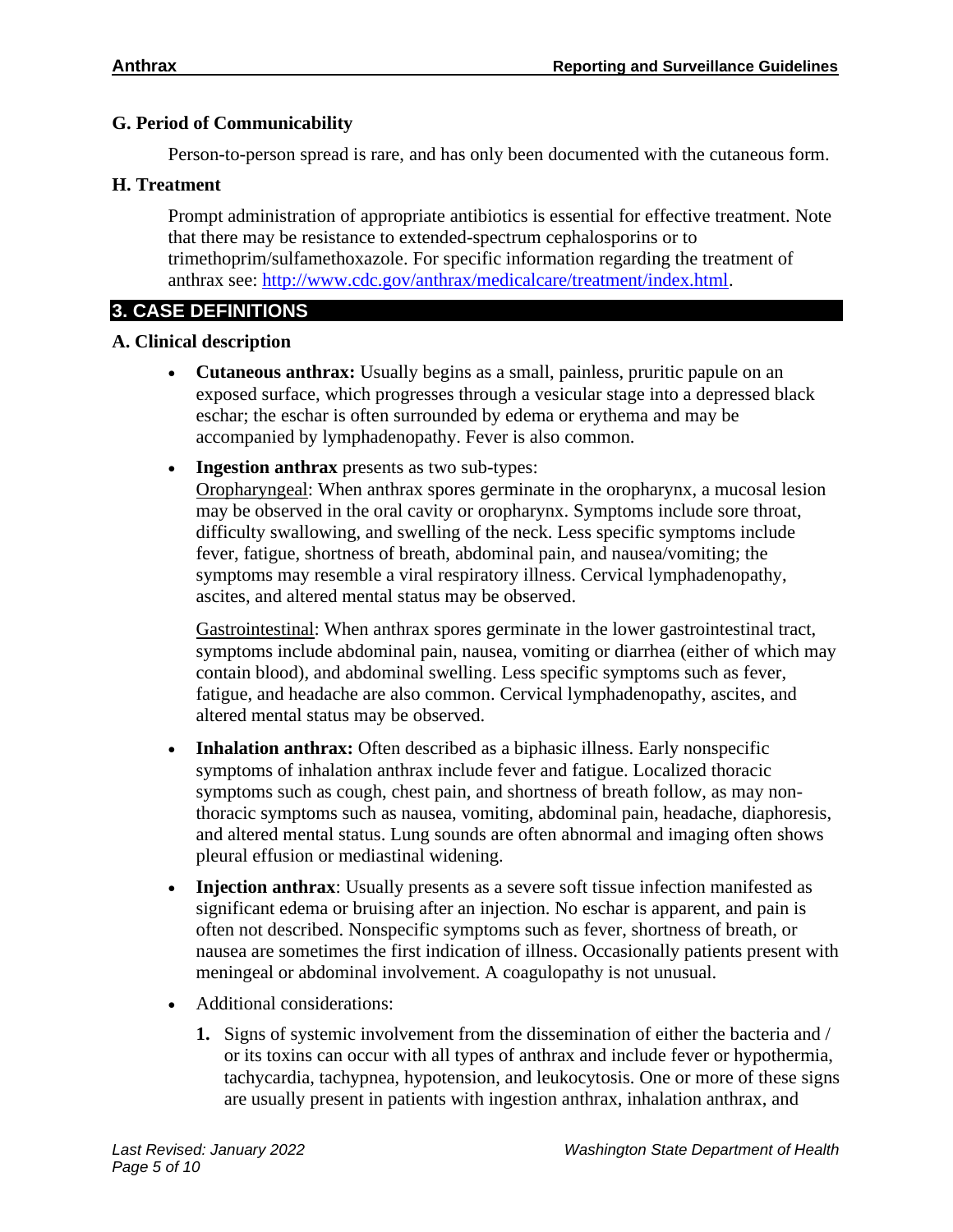### G. Period of Communicability

Person-to-person spread is rare, and has only been documented with the cutaneous form.

### H. Treatment

Prompt administration of appropriate antibiotics is essential for effective treatment. Note that there may be resistance to extended-spectrum cephalosporins or to trimethoprim/sulfamethoxazole. For specific information regarding the treatment of anthrax see: http://www.cdc.gov/anthrax/medicalcare/treatment/index.html.

## 3. CASE DEFINITIONS

### A. Clinical description

- **Cutaneous anthrax:** Usually begins as a small, painless, pruritic papule on an exposed surface, which progresses through a vesicular stage into a depressed black eschar; the eschar is often surrounded by edema or erythema and may be accompanied by lymphadenopathy. Fever is also common.
- **Ingestion anthrax** presents as two sub-types:
  Oropharyngeal: When anthrax spores germinate in the oropharynx, a mucosal lesion may be observed in the oral cavity or oropharynx. Symptoms include sore throat, difficulty swallowing, and swelling of the neck. Less specific symptoms include fever, fatigue, shortness of breath, abdominal pain, and nausea/vomiting; the symptoms may resemble a viral respiratory illness. Cervical lymphadenopathy, ascites, and altered mental status may be observed.

  Gastrointestinal: When anthrax spores germinate in the lower gastrointestinal tract, symptoms include abdominal pain, nausea, vomiting or diarrhea (either of which may contain blood), and abdominal swelling. Less specific symptoms such as fever, fatigue, and headache are also common. Cervical lymphadenopathy, ascites, and altered mental status may be observed.
- **Inhalation anthrax:** Often described as a biphasic illness. Early nonspecific symptoms of inhalation anthrax include fever and fatigue. Localized thoracic symptoms such as cough, chest pain, and shortness of breath follow, as may non-thoracic symptoms such as nausea, vomiting, abdominal pain, headache, diaphoresis, and altered mental status. Lung sounds are often abnormal and imaging often shows pleural effusion or mediastinal widening.
- **Injection anthrax**: Usually presents as a severe soft tissue infection manifested as significant edema or bruising after an injection. No eschar is apparent, and pain is often not described. Nonspecific symptoms such as fever, shortness of breath, or nausea are sometimes the first indication of illness. Occasionally patients present with meningeal or abdominal involvement. A coagulopathy is not unusual.
- Additional considerations:
  1. Signs of systemic involvement from the dissemination of either the bacteria and / or its toxins can occur with all types of anthrax and include fever or hypothermia, tachycardia, tachypnea, hypotension, and leukocytosis. One or more of these signs are usually present in patients with ingestion anthrax, inhalation anthrax, and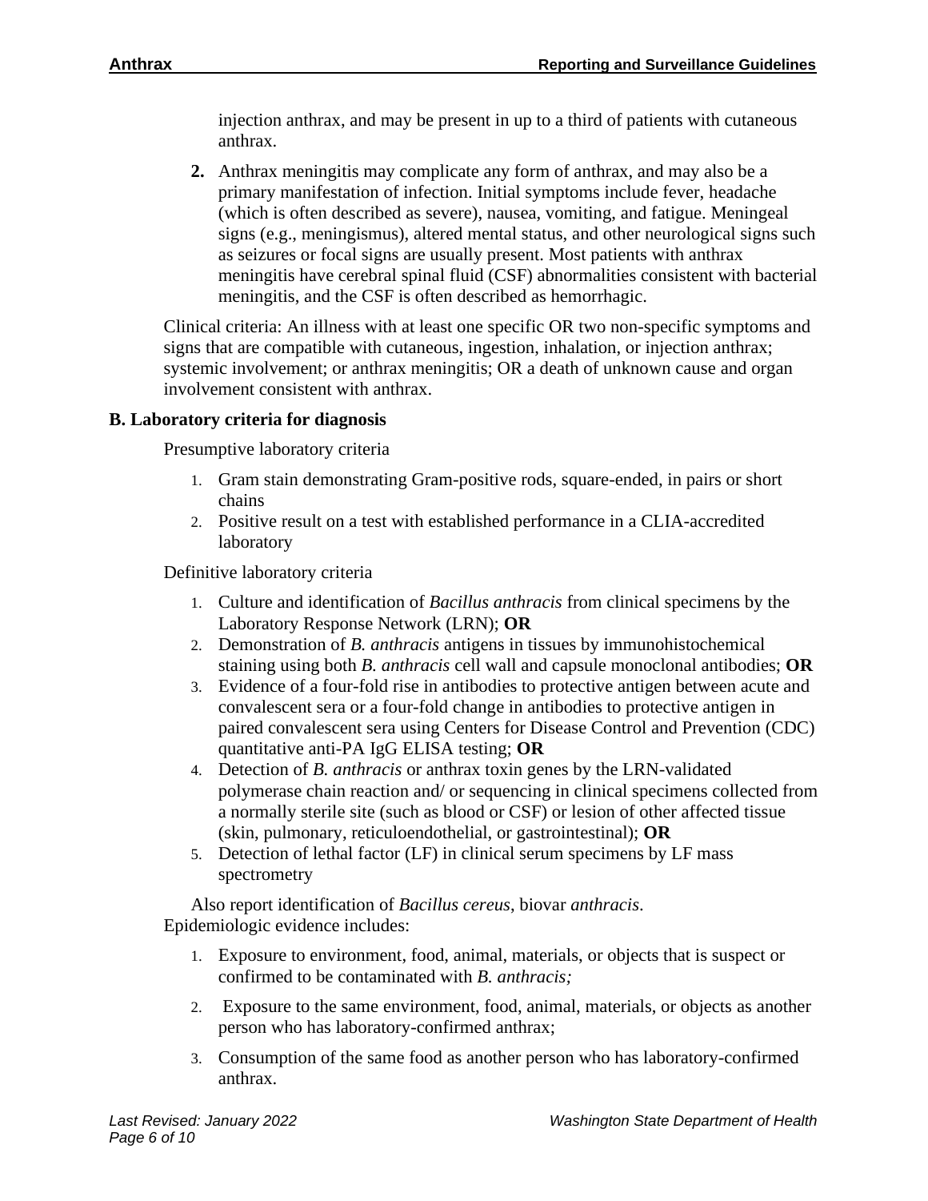injection anthrax, and may be present in up to a third of patients with cutaneous anthrax.

2. Anthrax meningitis may complicate any form of anthrax, and may also be a primary manifestation of infection. Initial symptoms include fever, headache (which is often described as severe), nausea, vomiting, and fatigue. Meningeal signs (e.g., meningismus), altered mental status, and other neurological signs such as seizures or focal signs are usually present. Most patients with anthrax meningitis have cerebral spinal fluid (CSF) abnormalities consistent with bacterial meningitis, and the CSF is often described as hemorrhagic.

Clinical criteria: An illness with at least one specific OR two non-specific symptoms and signs that are compatible with cutaneous, ingestion, inhalation, or injection anthrax; systemic involvement; or anthrax meningitis; OR a death of unknown cause and organ involvement consistent with anthrax.

**B. Laboratory criteria for diagnosis**

Presumptive laboratory criteria

1. Gram stain demonstrating Gram-positive rods, square-ended, in pairs or short chains
2. Positive result on a test with established performance in a CLIA-accredited laboratory

Definitive laboratory criteria

1. Culture and identification of *Bacillus anthracis* from clinical specimens by the Laboratory Response Network (LRN); **OR**
2. Demonstration of *B. anthracis* antigens in tissues by immunohistochemical staining using both *B. anthracis* cell wall and capsule monoclonal antibodies; **OR**
3. Evidence of a four-fold rise in antibodies to protective antigen between acute and convalescent sera or a four-fold change in antibodies to protective antigen in paired convalescent sera using Centers for Disease Control and Prevention (CDC) quantitative anti-PA IgG ELISA testing; **OR**
4. Detection of *B. anthracis* or anthrax toxin genes by the LRN-validated polymerase chain reaction and/ or sequencing in clinical specimens collected from a normally sterile site (such as blood or CSF) or lesion of other affected tissue (skin, pulmonary, reticuloendothelial, or gastrointestinal); **OR**
5. Detection of lethal factor (LF) in clinical serum specimens by LF mass spectrometry

Also report identification of *Bacillus cereus*, biovar *anthracis*.

Epidemiologic evidence includes:

1. Exposure to environment, food, animal, materials, or objects that is suspect or confirmed to be contaminated with *B. anthracis;*
2. Exposure to the same environment, food, animal, materials, or objects as another person who has laboratory-confirmed anthrax;
3. Consumption of the same food as another person who has laboratory-confirmed anthrax.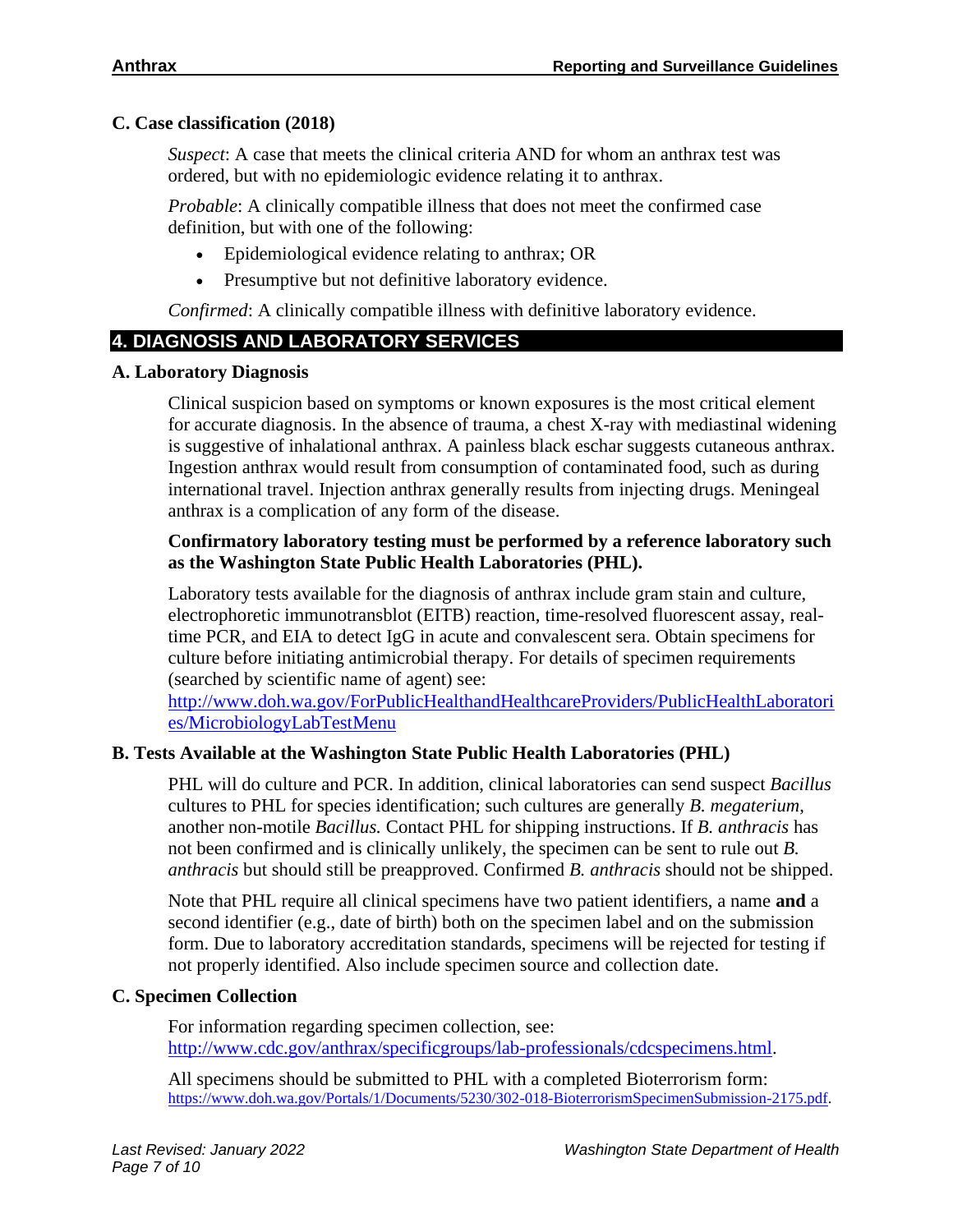### C. Case classification (2018)

*Suspect*: A case that meets the clinical criteria AND for whom an anthrax test was ordered, but with no epidemiologic evidence relating it to anthrax.

*Probable*: A clinically compatible illness that does not meet the confirmed case definition, but with one of the following:

- Epidemiological evidence relating to anthrax; OR
- Presumptive but not definitive laboratory evidence.

*Confirmed*: A clinically compatible illness with definitive laboratory evidence.

## 4. DIAGNOSIS AND LABORATORY SERVICES

### A. Laboratory Diagnosis

Clinical suspicion based on symptoms or known exposures is the most critical element for accurate diagnosis. In the absence of trauma, a chest X-ray with mediastinal widening is suggestive of inhalational anthrax. A painless black eschar suggests cutaneous anthrax. Ingestion anthrax would result from consumption of contaminated food, such as during international travel. Injection anthrax generally results from injecting drugs. Meningeal anthrax is a complication of any form of the disease.

**Confirmatory laboratory testing must be performed by a reference laboratory such as the Washington State Public Health Laboratories (PHL).**

Laboratory tests available for the diagnosis of anthrax include gram stain and culture, electrophoretic immunotransblot (EITB) reaction, time-resolved fluorescent assay, real-time PCR, and EIA to detect IgG in acute and convalescent sera. Obtain specimens for culture before initiating antimicrobial therapy. For details of specimen requirements (searched by scientific name of agent) see: http://www.doh.wa.gov/ForPublicHealthandHealthcareProviders/PublicHealthLaboratories/MicrobiologyLabTestMenu

### B. Tests Available at the Washington State Public Health Laboratories (PHL)

PHL will do culture and PCR. In addition, clinical laboratories can send suspect *Bacillus* cultures to PHL for species identification; such cultures are generally *B. megaterium*, another non-motile *Bacillus.* Contact PHL for shipping instructions. If *B. anthracis* has not been confirmed and is clinically unlikely, the specimen can be sent to rule out *B. anthracis* but should still be preapproved. Confirmed *B. anthracis* should not be shipped.

Note that PHL require all clinical specimens have two patient identifiers, a name **and** a second identifier (e.g., date of birth) both on the specimen label and on the submission form. Due to laboratory accreditation standards, specimens will be rejected for testing if not properly identified. Also include specimen source and collection date.

### C. Specimen Collection

For information regarding specimen collection, see: http://www.cdc.gov/anthrax/specificgroups/lab-professionals/cdcspecimens.html.

All specimens should be submitted to PHL with a completed Bioterrorism form: https://www.doh.wa.gov/Portals/1/Documents/5230/302-018-BioterrorismSpecimenSubmission-2175.pdf.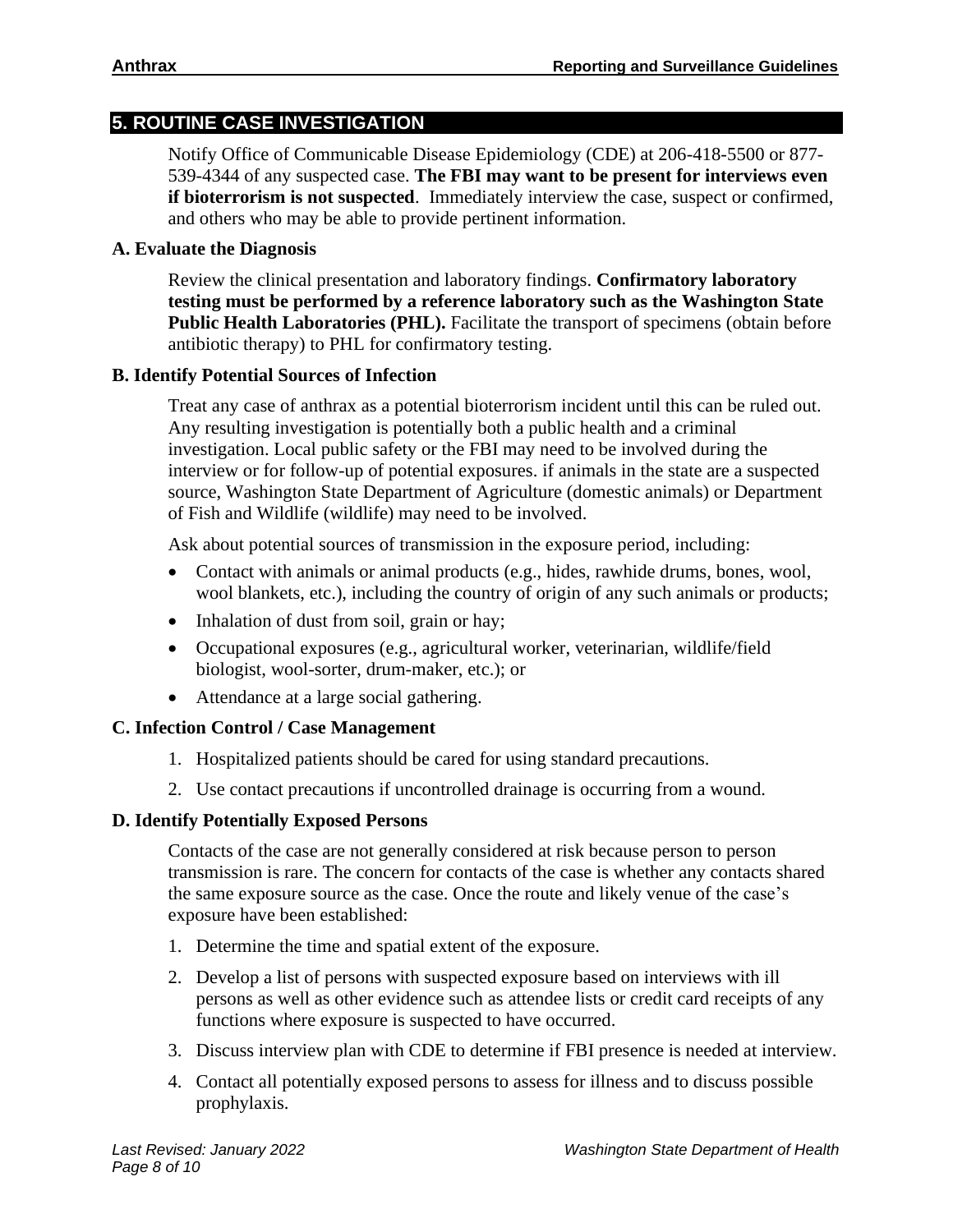## 5. ROUTINE CASE INVESTIGATION

Notify Office of Communicable Disease Epidemiology (CDE) at 206-418-5500 or 877-539-4344 of any suspected case. **The FBI may want to be present for interviews even if bioterrorism is not suspected**. Immediately interview the case, suspect or confirmed, and others who may be able to provide pertinent information.

### A. Evaluate the Diagnosis

Review the clinical presentation and laboratory findings. **Confirmatory laboratory testing must be performed by a reference laboratory such as the Washington State Public Health Laboratories (PHL).** Facilitate the transport of specimens (obtain before antibiotic therapy) to PHL for confirmatory testing.

### B. Identify Potential Sources of Infection

Treat any case of anthrax as a potential bioterrorism incident until this can be ruled out. Any resulting investigation is potentially both a public health and a criminal investigation. Local public safety or the FBI may need to be involved during the interview or for follow-up of potential exposures. if animals in the state are a suspected source, Washington State Department of Agriculture (domestic animals) or Department of Fish and Wildlife (wildlife) may need to be involved.

Ask about potential sources of transmission in the exposure period, including:

- Contact with animals or animal products (e.g., hides, rawhide drums, bones, wool, wool blankets, etc.), including the country of origin of any such animals or products;
- Inhalation of dust from soil, grain or hay;
- Occupational exposures (e.g., agricultural worker, veterinarian, wildlife/field biologist, wool-sorter, drum-maker, etc.); or
- Attendance at a large social gathering.

### C. Infection Control / Case Management

1. Hospitalized patients should be cared for using standard precautions.
2. Use contact precautions if uncontrolled drainage is occurring from a wound.

### D. Identify Potentially Exposed Persons

Contacts of the case are not generally considered at risk because person to person transmission is rare. The concern for contacts of the case is whether any contacts shared the same exposure source as the case. Once the route and likely venue of the case's exposure have been established:

1. Determine the time and spatial extent of the exposure.
2. Develop a list of persons with suspected exposure based on interviews with ill persons as well as other evidence such as attendee lists or credit card receipts of any functions where exposure is suspected to have occurred.
3. Discuss interview plan with CDE to determine if FBI presence is needed at interview.
4. Contact all potentially exposed persons to assess for illness and to discuss possible prophylaxis.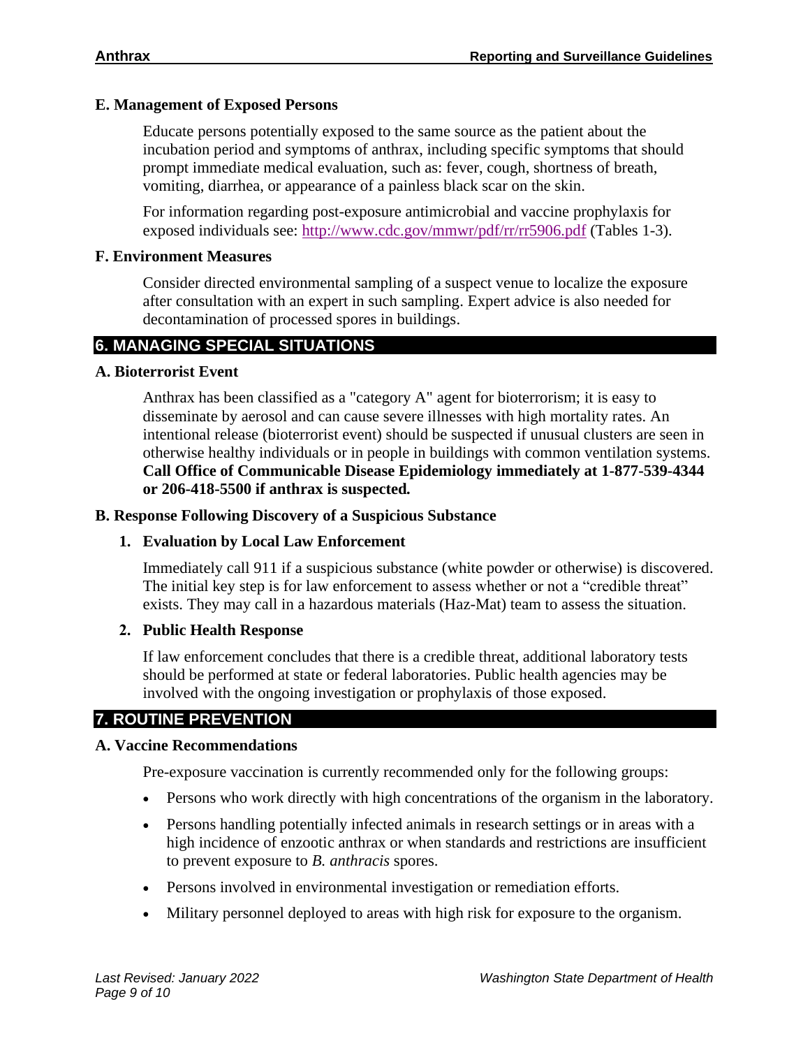### E. Management of Exposed Persons

Educate persons potentially exposed to the same source as the patient about the incubation period and symptoms of anthrax, including specific symptoms that should prompt immediate medical evaluation, such as: fever, cough, shortness of breath, vomiting, diarrhea, or appearance of a painless black scar on the skin.

For information regarding post-exposure antimicrobial and vaccine prophylaxis for exposed individuals see: http://www.cdc.gov/mmwr/pdf/rr/rr5906.pdf (Tables 1-3).

### F. Environment Measures

Consider directed environmental sampling of a suspect venue to localize the exposure after consultation with an expert in such sampling. Expert advice is also needed for decontamination of processed spores in buildings.

## 6. MANAGING SPECIAL SITUATIONS

### A. Bioterrorist Event

Anthrax has been classified as a "category A" agent for bioterrorism; it is easy to disseminate by aerosol and can cause severe illnesses with high mortality rates. An intentional release (bioterrorist event) should be suspected if unusual clusters are seen in otherwise healthy individuals or in people in buildings with common ventilation systems. **Call Office of Communicable Disease Epidemiology immediately at 1-877-539-4344 or 206-418-5500 if anthrax is suspected.**

### B. Response Following Discovery of a Suspicious Substance

**1. Evaluation by Local Law Enforcement**

Immediately call 911 if a suspicious substance (white powder or otherwise) is discovered. The initial key step is for law enforcement to assess whether or not a "credible threat" exists. They may call in a hazardous materials (Haz-Mat) team to assess the situation.

**2. Public Health Response**

If law enforcement concludes that there is a credible threat, additional laboratory tests should be performed at state or federal laboratories. Public health agencies may be involved with the ongoing investigation or prophylaxis of those exposed.

## 7. ROUTINE PREVENTION

### A. Vaccine Recommendations

Pre-exposure vaccination is currently recommended only for the following groups:

- Persons who work directly with high concentrations of the organism in the laboratory.
- Persons handling potentially infected animals in research settings or in areas with a high incidence of enzootic anthrax or when standards and restrictions are insufficient to prevent exposure to *B. anthracis* spores.
- Persons involved in environmental investigation or remediation efforts.
- Military personnel deployed to areas with high risk for exposure to the organism.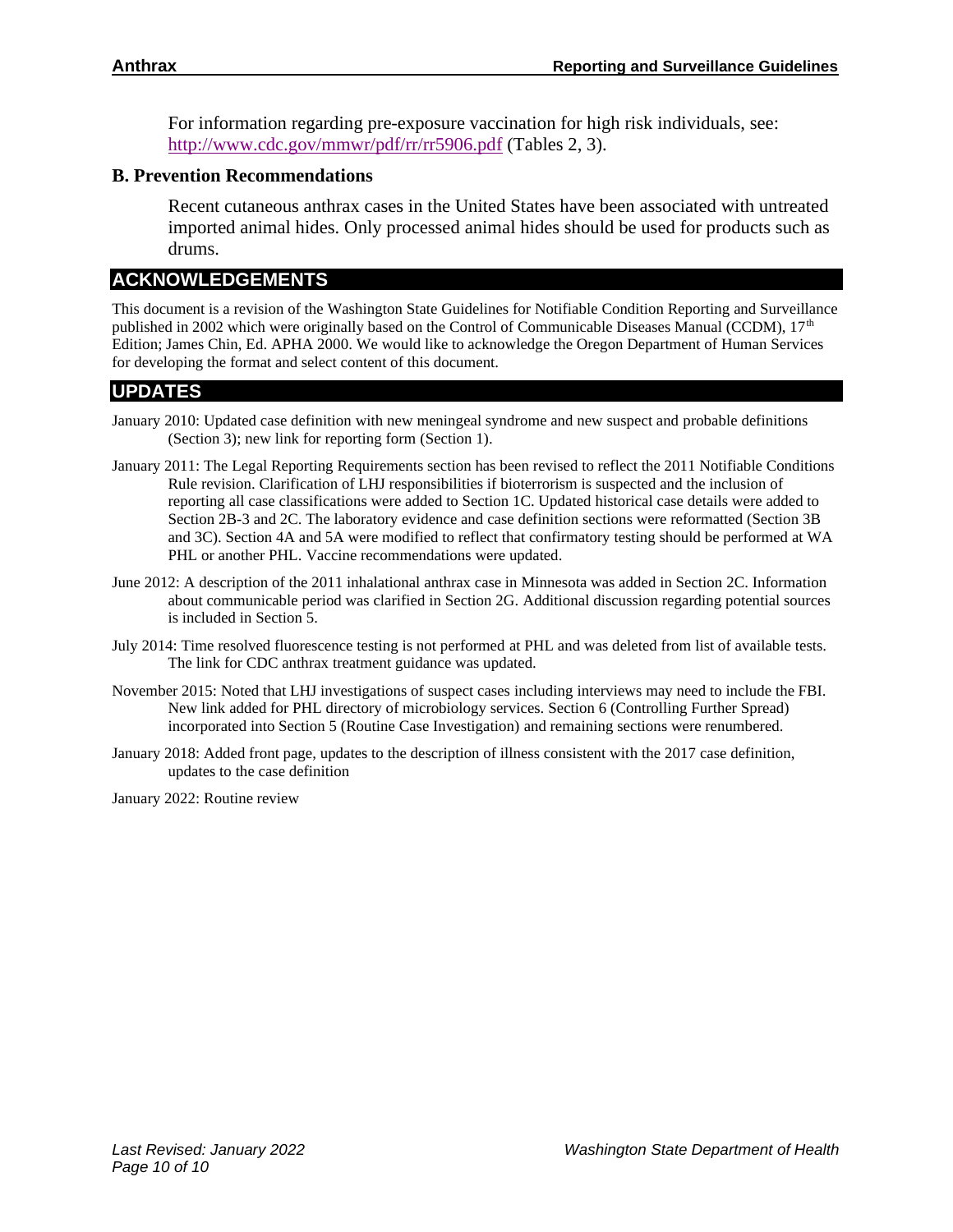For information regarding pre-exposure vaccination for high risk individuals, see: http://www.cdc.gov/mmwr/pdf/rr/rr5906.pdf (Tables 2, 3).

### B. Prevention Recommendations

Recent cutaneous anthrax cases in the United States have been associated with untreated imported animal hides. Only processed animal hides should be used for products such as drums.

## ACKNOWLEDGEMENTS

This document is a revision of the Washington State Guidelines for Notifiable Condition Reporting and Surveillance published in 2002 which were originally based on the Control of Communicable Diseases Manual (CCDM), 17th Edition; James Chin, Ed. APHA 2000. We would like to acknowledge the Oregon Department of Human Services for developing the format and select content of this document.

## UPDATES

January 2010: Updated case definition with new meningeal syndrome and new suspect and probable definitions (Section 3); new link for reporting form (Section 1).

January 2011: The Legal Reporting Requirements section has been revised to reflect the 2011 Notifiable Conditions Rule revision. Clarification of LHJ responsibilities if bioterrorism is suspected and the inclusion of reporting all case classifications were added to Section 1C. Updated historical case details were added to Section 2B-3 and 2C. The laboratory evidence and case definition sections were reformatted (Section 3B and 3C). Section 4A and 5A were modified to reflect that confirmatory testing should be performed at WA PHL or another PHL. Vaccine recommendations were updated.

June 2012: A description of the 2011 inhalational anthrax case in Minnesota was added in Section 2C. Information about communicable period was clarified in Section 2G. Additional discussion regarding potential sources is included in Section 5.

July 2014: Time resolved fluorescence testing is not performed at PHL and was deleted from list of available tests. The link for CDC anthrax treatment guidance was updated.

November 2015: Noted that LHJ investigations of suspect cases including interviews may need to include the FBI. New link added for PHL directory of microbiology services. Section 6 (Controlling Further Spread) incorporated into Section 5 (Routine Case Investigation) and remaining sections were renumbered.

January 2018: Added front page, updates to the description of illness consistent with the 2017 case definition, updates to the case definition

January 2022: Routine review